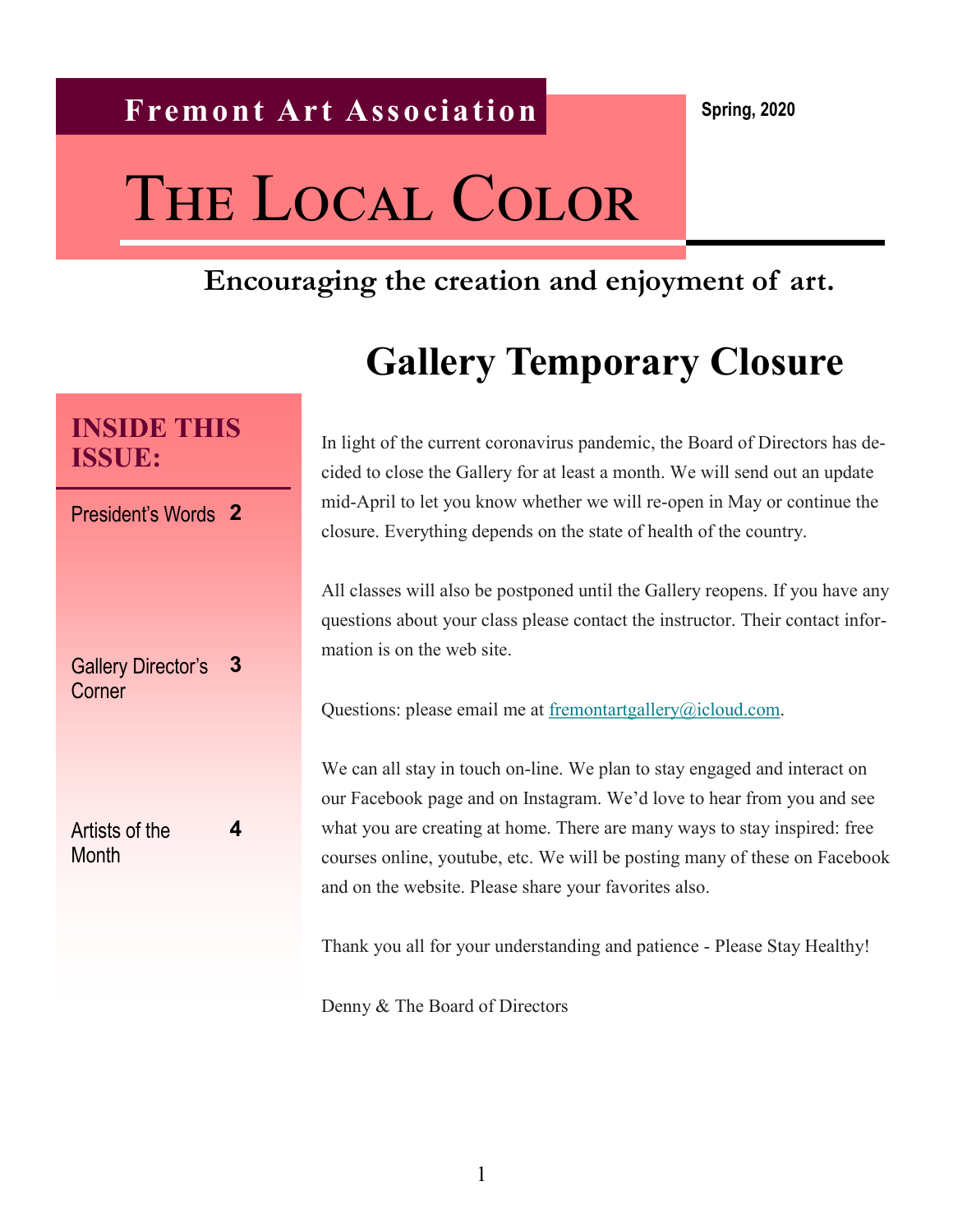**Fremont Art Association**

Spring, 2020

# The Local Color

**Encouraging the creation and enjoyment of art.**

## INSIDE THIS ISSUE:

| | |
|---|---|
| President's Words | 2 |
| Gallery Director's Corner | 3 |
| Artists of the Month | 4 |

## Gallery Temporary Closure

In light of the current coronavirus pandemic, the Board of Directors has decided to close the Gallery for at least a month. We will send out an update mid-April to let you know whether we will re-open in May or continue the closure. Everything depends on the state of health of the country.

All classes will also be postponed until the Gallery reopens. If you have any questions about your class please contact the instructor. Their contact information is on the web site.

Questions: please email me at [fremontartgallery@icloud.com](mailto:fremontartgallery@icloud.com).

We can all stay in touch on-line. We plan to stay engaged and interact on our Facebook page and on Instagram. We'd love to hear from you and see what you are creating at home. There are many ways to stay inspired: free courses online, youtube, etc. We will be posting many of these on Facebook and on the website. Please share your favorites also.

Thank you all for your understanding and patience - Please Stay Healthy!

Denny & The Board of Directors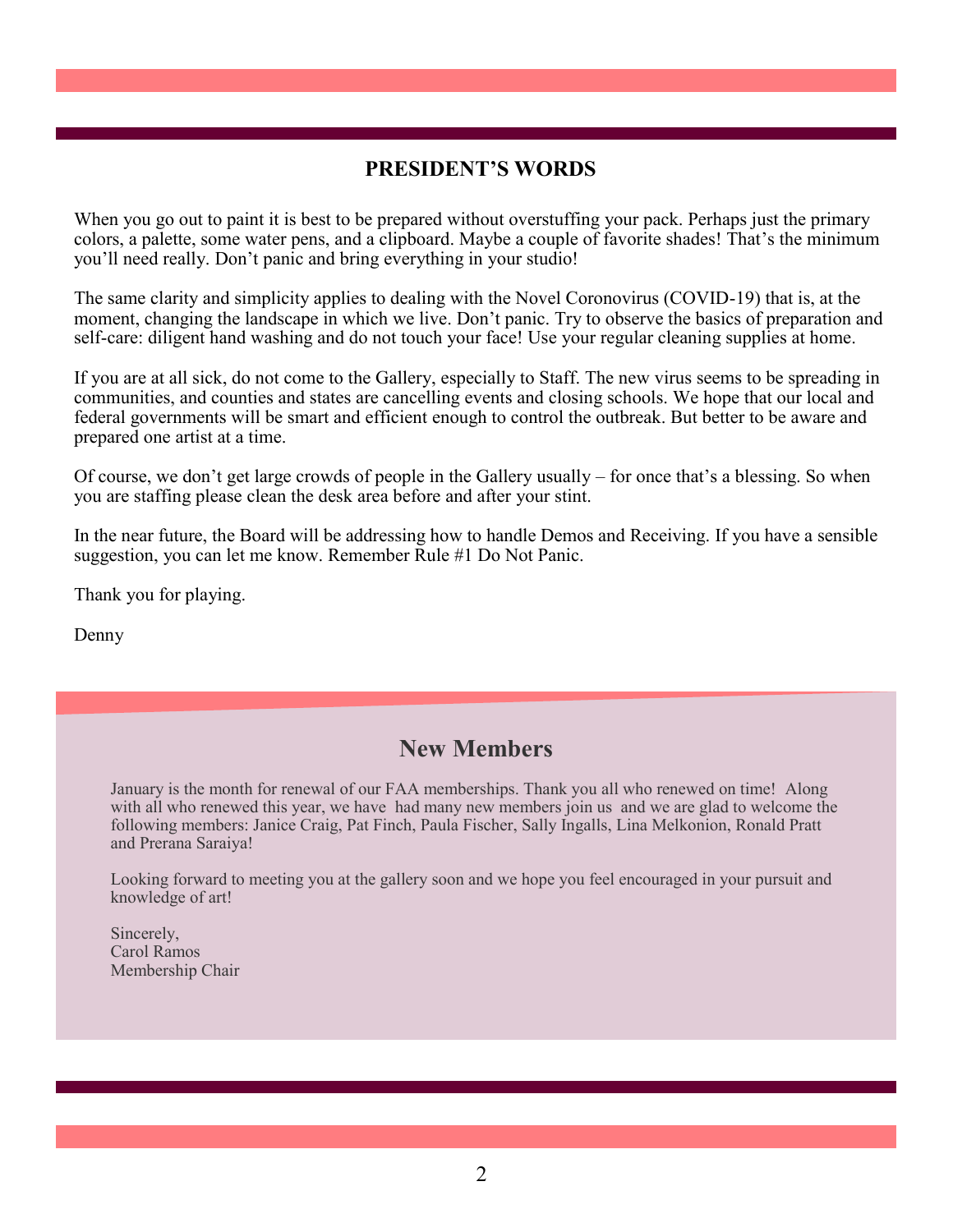## PRESIDENT'S WORDS

When you go out to paint it is best to be prepared without overstuffing your pack. Perhaps just the primary colors, a palette, some water pens, and a clipboard. Maybe a couple of favorite shades! That's the minimum you'll need really. Don't panic and bring everything in your studio!

The same clarity and simplicity applies to dealing with the Novel Coronovirus (COVID-19) that is, at the moment, changing the landscape in which we live. Don't panic. Try to observe the basics of preparation and self-care: diligent hand washing and do not touch your face! Use your regular cleaning supplies at home.

If you are at all sick, do not come to the Gallery, especially to Staff. The new virus seems to be spreading in communities, and counties and states are cancelling events and closing schools. We hope that our local and federal governments will be smart and efficient enough to control the outbreak. But better to be aware and prepared one artist at a time.

Of course, we don't get large crowds of people in the Gallery usually – for once that's a blessing. So when you are staffing please clean the desk area before and after your stint.

In the near future, the Board will be addressing how to handle Demos and Receiving. If you have a sensible suggestion, you can let me know. Remember Rule #1 Do Not Panic.

Thank you for playing.

Denny

## New Members

January is the month for renewal of our FAA memberships. Thank you all who renewed on time! Along with all who renewed this year, we have had many new members join us and we are glad to welcome the following members: Janice Craig, Pat Finch, Paula Fischer, Sally Ingalls, Lina Melkonion, Ronald Pratt and Prerana Saraiya!

Looking forward to meeting you at the gallery soon and we hope you feel encouraged in your pursuit and knowledge of art!

Sincerely,
Carol Ramos
Membership Chair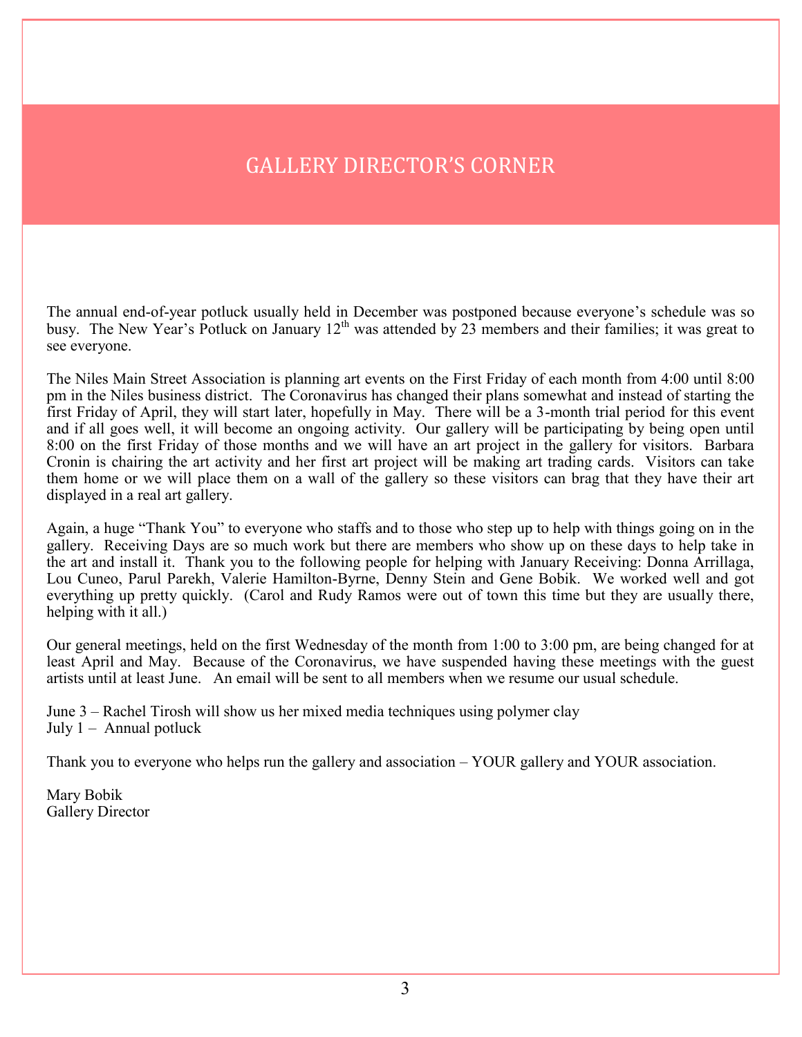# GALLERY DIRECTOR'S CORNER

The annual end-of-year potluck usually held in December was postponed because everyone's schedule was so busy. The New Year's Potluck on January 12th was attended by 23 members and their families; it was great to see everyone.

The Niles Main Street Association is planning art events on the First Friday of each month from 4:00 until 8:00 pm in the Niles business district. The Coronavirus has changed their plans somewhat and instead of starting the first Friday of April, they will start later, hopefully in May. There will be a 3-month trial period for this event and if all goes well, it will become an ongoing activity. Our gallery will be participating by being open until 8:00 on the first Friday of those months and we will have an art project in the gallery for visitors. Barbara Cronin is chairing the art activity and her first art project will be making art trading cards. Visitors can take them home or we will place them on a wall of the gallery so these visitors can brag that they have their art displayed in a real art gallery.

Again, a huge "Thank You" to everyone who staffs and to those who step up to help with things going on in the gallery. Receiving Days are so much work but there are members who show up on these days to help take in the art and install it. Thank you to the following people for helping with January Receiving: Donna Arrillaga, Lou Cuneo, Parul Parekh, Valerie Hamilton-Byrne, Denny Stein and Gene Bobik. We worked well and got everything up pretty quickly. (Carol and Rudy Ramos were out of town this time but they are usually there, helping with it all.)

Our general meetings, held on the first Wednesday of the month from 1:00 to 3:00 pm, are being changed for at least April and May. Because of the Coronavirus, we have suspended having these meetings with the guest artists until at least June. An email will be sent to all members when we resume our usual schedule.

June 3 – Rachel Tirosh will show us her mixed media techniques using polymer clay
July 1 – Annual potluck

Thank you to everyone who helps run the gallery and association – YOUR gallery and YOUR association.

Mary Bobik
Gallery Director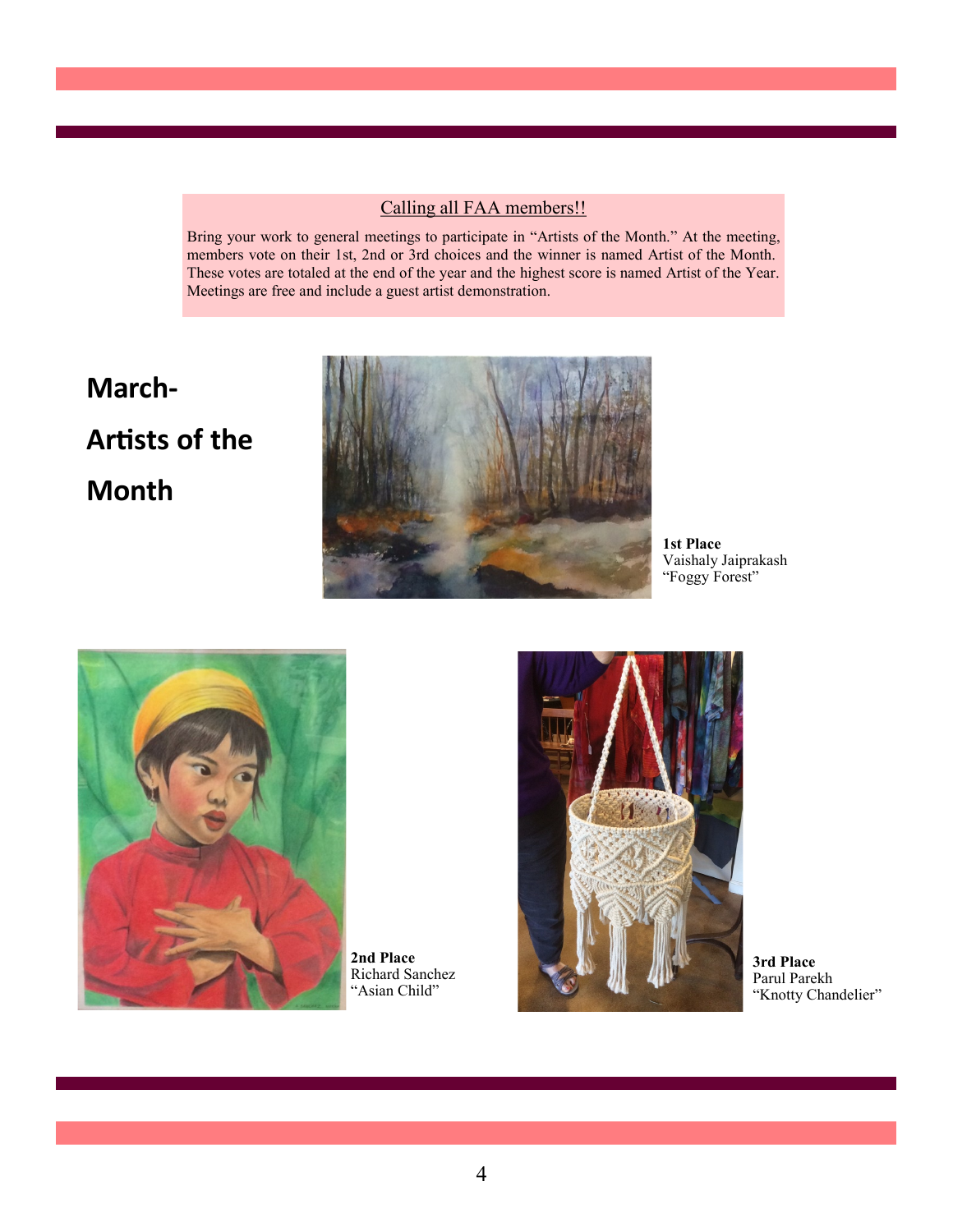## Calling all FAA members!!

Bring your work to general meetings to participate in "Artists of the Month." At the meeting, members vote on their 1st, 2nd or 3rd choices and the winner is named Artist of the Month. These votes are totaled at the end of the year and the highest score is named Artist of the Year. Meetings are free and include a guest artist demonstration.

# March- Artists of the Month

**1st Place**
Vaishaly Jaiprakash
"Foggy Forest"

**2nd Place**
Richard Sanchez
"Asian Child"

**3rd Place**
Parul Parekh
"Knotty Chandelier"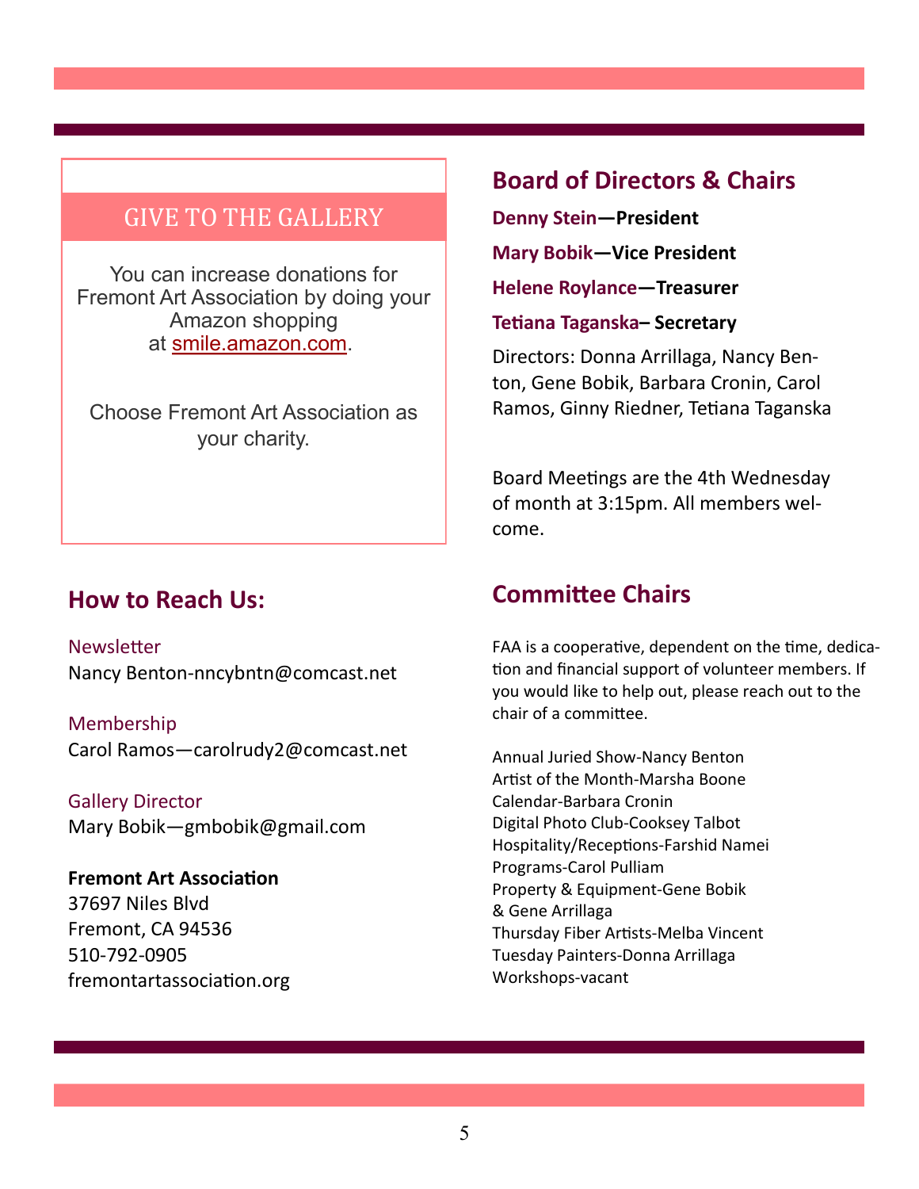## GIVE TO THE GALLERY

You can increase donations for Fremont Art Association by doing your Amazon shopping at smile.amazon.com.

Choose Fremont Art Association as your charity.

## How to Reach Us:

Newsletter
Nancy Benton-nncybntn@comcast.net

Membership
Carol Ramos—carolrudy2@comcast.net

Gallery Director
Mary Bobik—gmbobik@gmail.com

**Fremont Art Association**
37697 Niles Blvd
Fremont, CA 94536
510-792-0905
fremontartassociation.org

## Board of Directors & Chairs

**Denny Stein—President**

**Mary Bobik—Vice President**

**Helene Roylance—Treasurer**

**Tetiana Taganska– Secretary**

Directors: Donna Arrillaga, Nancy Benton, Gene Bobik, Barbara Cronin, Carol Ramos, Ginny Riedner, Tetiana Taganska

Board Meetings are the 4th Wednesday of month at 3:15pm. All members welcome.

## Committee Chairs

FAA is a cooperative, dependent on the time, dedication and financial support of volunteer members. If you would like to help out, please reach out to the chair of a committee.

Annual Juried Show-Nancy Benton
Artist of the Month-Marsha Boone
Calendar-Barbara Cronin
Digital Photo Club-Cooksey Talbot
Hospitality/Receptions-Farshid Namei
Programs-Carol Pulliam
Property & Equipment-Gene Bobik & Gene Arrillaga
Thursday Fiber Artists-Melba Vincent
Tuesday Painters-Donna Arrillaga
Workshops-vacant